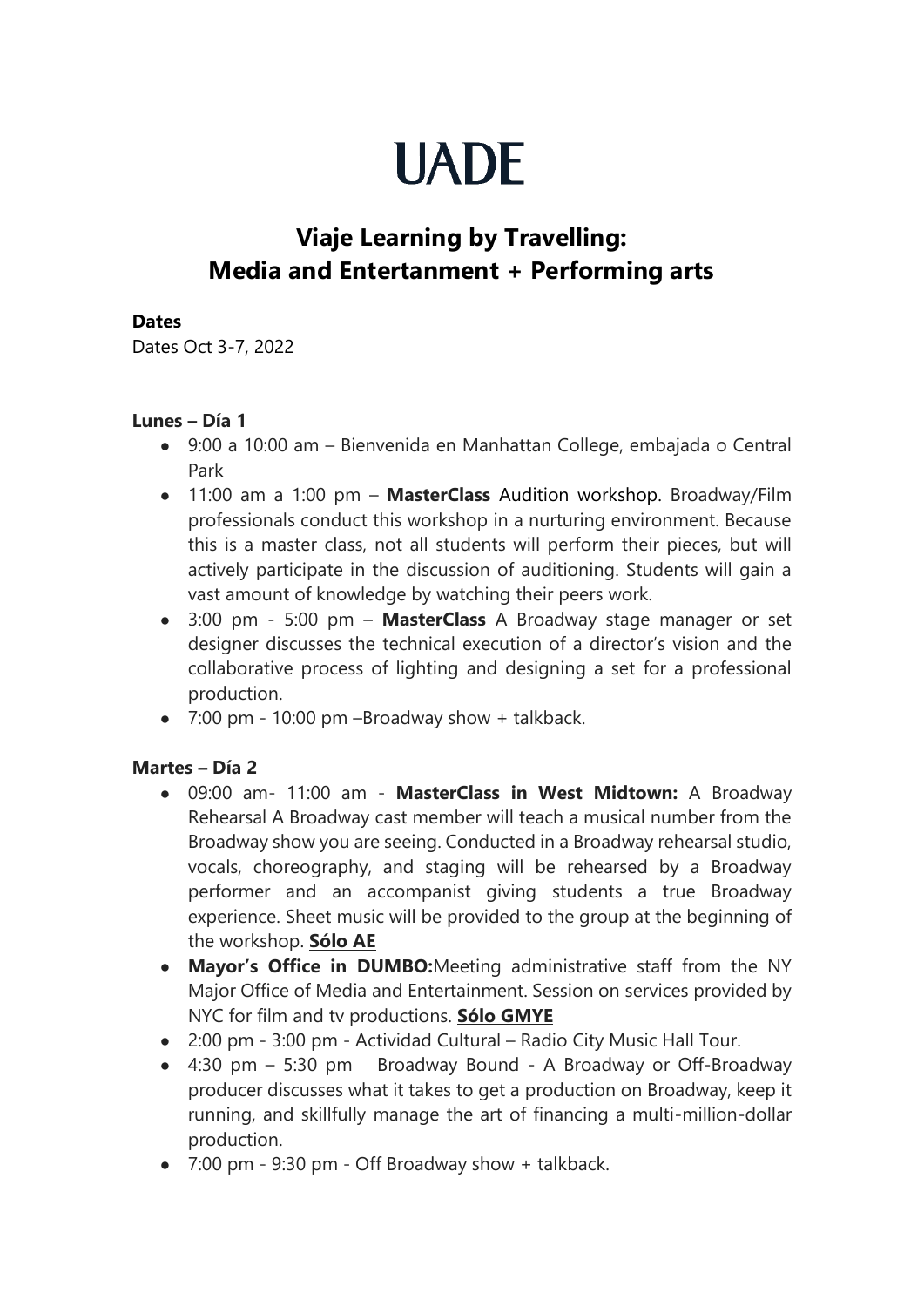# UADE

## Viaje Learning by Travelling: Media and Entertanment + Performing arts

**Dates**

Dates Oct 3-7, 2022

**Lunes – Día 1**

- 9:00 a 10:00 am – Bienvenida en Manhattan College, embajada o Central Park
- 11:00 am a 1:00 pm – **MasterClass** Audition workshop. Broadway/Film professionals conduct this workshop in a nurturing environment. Because this is a master class, not all students will perform their pieces, but will actively participate in the discussion of auditioning. Students will gain a vast amount of knowledge by watching their peers work.
- 3:00 pm - 5:00 pm – **MasterClass** A Broadway stage manager or set designer discusses the technical execution of a director's vision and the collaborative process of lighting and designing a set for a professional production.
- 7:00 pm - 10:00 pm –Broadway show + talkback.

**Martes – Día 2**

- 09:00 am- 11:00 am - **MasterClass in West Midtown:** A Broadway Rehearsal A Broadway cast member will teach a musical number from the Broadway show you are seeing. Conducted in a Broadway rehearsal studio, vocals, choreography, and staging will be rehearsed by a Broadway performer and an accompanist giving students a true Broadway experience. Sheet music will be provided to the group at the beginning of the workshop. **Sólo AE**
- **Mayor's Office in DUMBO:**Meeting administrative staff from the NY Major Office of Media and Entertainment. Session on services provided by NYC for film and tv productions. **Sólo GMYE**
- 2:00 pm - 3:00 pm - Actividad Cultural – Radio City Music Hall Tour.
- 4:30 pm – 5:30 pm Broadway Bound - A Broadway or Off-Broadway producer discusses what it takes to get a production on Broadway, keep it running, and skillfully manage the art of financing a multi-million-dollar production.
- 7:00 pm - 9:30 pm - Off Broadway show + talkback.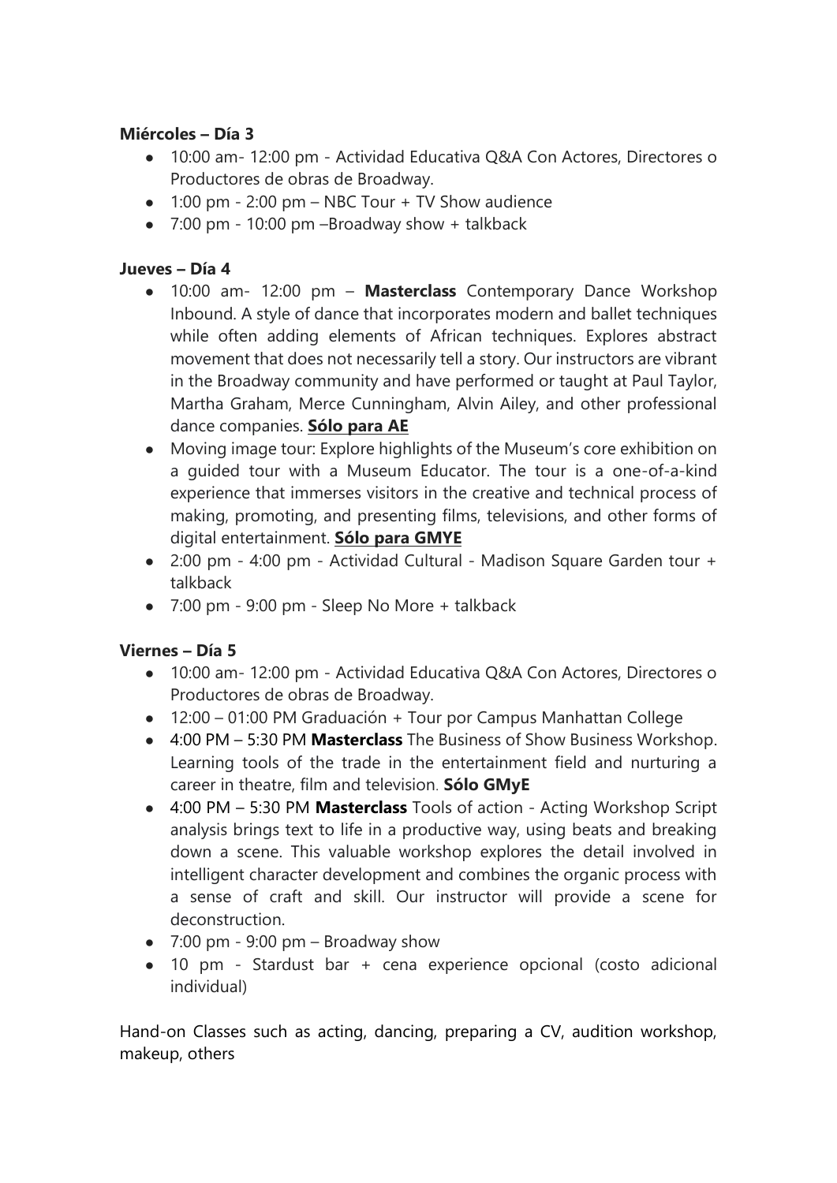**Miércoles – Día 3**

- 10:00 am- 12:00 pm - Actividad Educativa Q&A Con Actores, Directores o Productores de obras de Broadway.
- 1:00 pm - 2:00 pm – NBC Tour + TV Show audience
- 7:00 pm - 10:00 pm –Broadway show + talkback

**Jueves – Día 4**

- 10:00 am- 12:00 pm – **Masterclass** Contemporary Dance Workshop Inbound. A style of dance that incorporates modern and ballet techniques while often adding elements of African techniques. Explores abstract movement that does not necessarily tell a story. Our instructors are vibrant in the Broadway community and have performed or taught at Paul Taylor, Martha Graham, Merce Cunningham, Alvin Ailey, and other professional dance companies. **Sólo para AE**
- Moving image tour: Explore highlights of the Museum's core exhibition on a guided tour with a Museum Educator. The tour is a one-of-a-kind experience that immerses visitors in the creative and technical process of making, promoting, and presenting films, televisions, and other forms of digital entertainment. **Sólo para GMYE**
- 2:00 pm - 4:00 pm - Actividad Cultural - Madison Square Garden tour + talkback
- 7:00 pm - 9:00 pm - Sleep No More + talkback

**Viernes – Día 5**

- 10:00 am- 12:00 pm - Actividad Educativa Q&A Con Actores, Directores o Productores de obras de Broadway.
- 12:00 – 01:00 PM Graduación + Tour por Campus Manhattan College
- 4:00 PM – 5:30 PM **Masterclass** The Business of Show Business Workshop. Learning tools of the trade in the entertainment field and nurturing a career in theatre, film and television. **Sólo GMyE**
- 4:00 PM – 5:30 PM **Masterclass** Tools of action - Acting Workshop Script analysis brings text to life in a productive way, using beats and breaking down a scene. This valuable workshop explores the detail involved in intelligent character development and combines the organic process with a sense of craft and skill. Our instructor will provide a scene for deconstruction.
- 7:00 pm - 9:00 pm – Broadway show
- 10 pm - Stardust bar + cena experience opcional (costo adicional individual)

Hand-on Classes such as acting, dancing, preparing a CV, audition workshop, makeup, others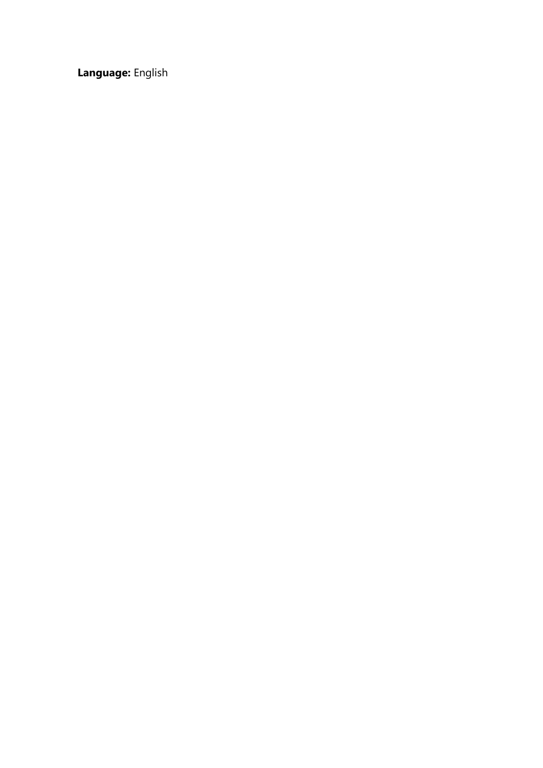**Language:** English